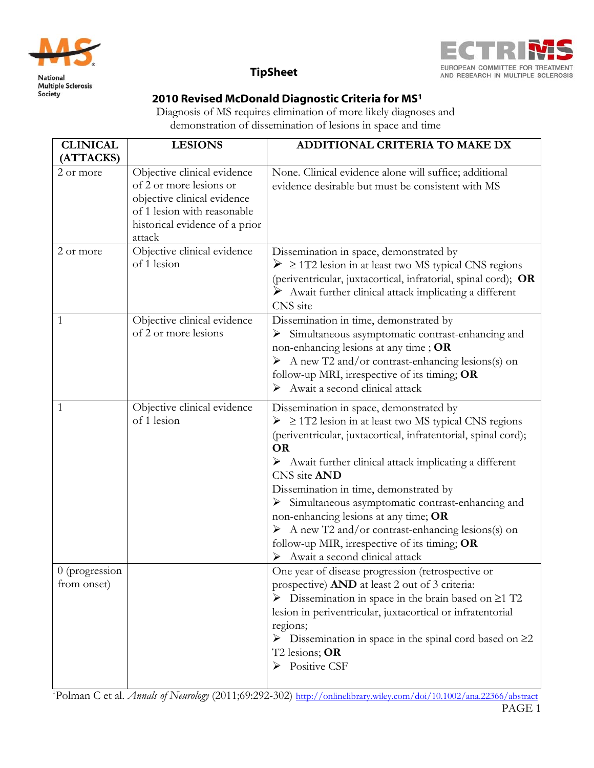National Multiple Sclerosis Society

ECTRIMS — EUROPEAN COMMITTEE FOR TREATMENT AND RESEARCH IN MULTIPLE SCLEROSIS

## TipSheet

# 2010 Revised McDonald Diagnostic Criteria for MS[1]

Diagnosis of MS requires elimination of more likely diagnoses and demonstration of dissemination of lesions in space and time

| CLINICAL (ATTACKS) | LESIONS | ADDITIONAL CRITERIA TO MAKE DX |
|---|---|---|
| 2 or more | Objective clinical evidence of 2 or more lesions or objective clinical evidence of 1 lesion with reasonable historical evidence of a prior attack | None. Clinical evidence alone will suffice; additional evidence desirable but must be consistent with MS |
| 2 or more | Objective clinical evidence of 1 lesion | Dissemination in space, demonstrated by<br>➢ ≥ 1T2 lesion in at least two MS typical CNS regions (periventricular, juxtacortical, infratorial, spinal cord); **OR**<br>➢ Await further clinical attack implicating a different CNS site |
| 1 | Objective clinical evidence of 2 or more lesions | Dissemination in time, demonstrated by<br>➢ Simultaneous asymptomatic contrast-enhancing and non-enhancing lesions at any time ; **OR**<br>➢ A new T2 and/or contrast-enhancing lesions(s) on follow-up MRI, irrespective of its timing; **OR**<br>➢ Await a second clinical attack |
| 1 | Objective clinical evidence of 1 lesion | Dissemination in space, demonstrated by<br>➢ ≥ 1T2 lesion in at least two MS typical CNS regions (periventricular, juxtacortical, infratentorial, spinal cord); **OR**<br>➢ Await further clinical attack implicating a different CNS site **AND**<br>Dissemination in time, demonstrated by<br>➢ Simultaneous asymptomatic contrast-enhancing and non-enhancing lesions at any time; **OR**<br>➢ A new T2 and/or contrast-enhancing lesions(s) on follow-up MIR, irrespective of its timing; **OR**<br>➢ Await a second clinical attack |
| 0 (progression from onset) | | One year of disease progression (retrospective or prospective) **AND** at least 2 out of 3 criteria:<br>➢ Dissemination in space in the brain based on ≥1 T2 lesion in periventricular, juxtacortical or infratentorial regions;<br>➢ Dissemination in space in the spinal cord based on ≥2 T2 lesions; **OR**<br>➢ Positive CSF |

[1]Polman C et al. *Annals of Neurology* (2011;69:292-302) http://onlinelibrary.wiley.com/doi/10.1002/ana.22366/abstract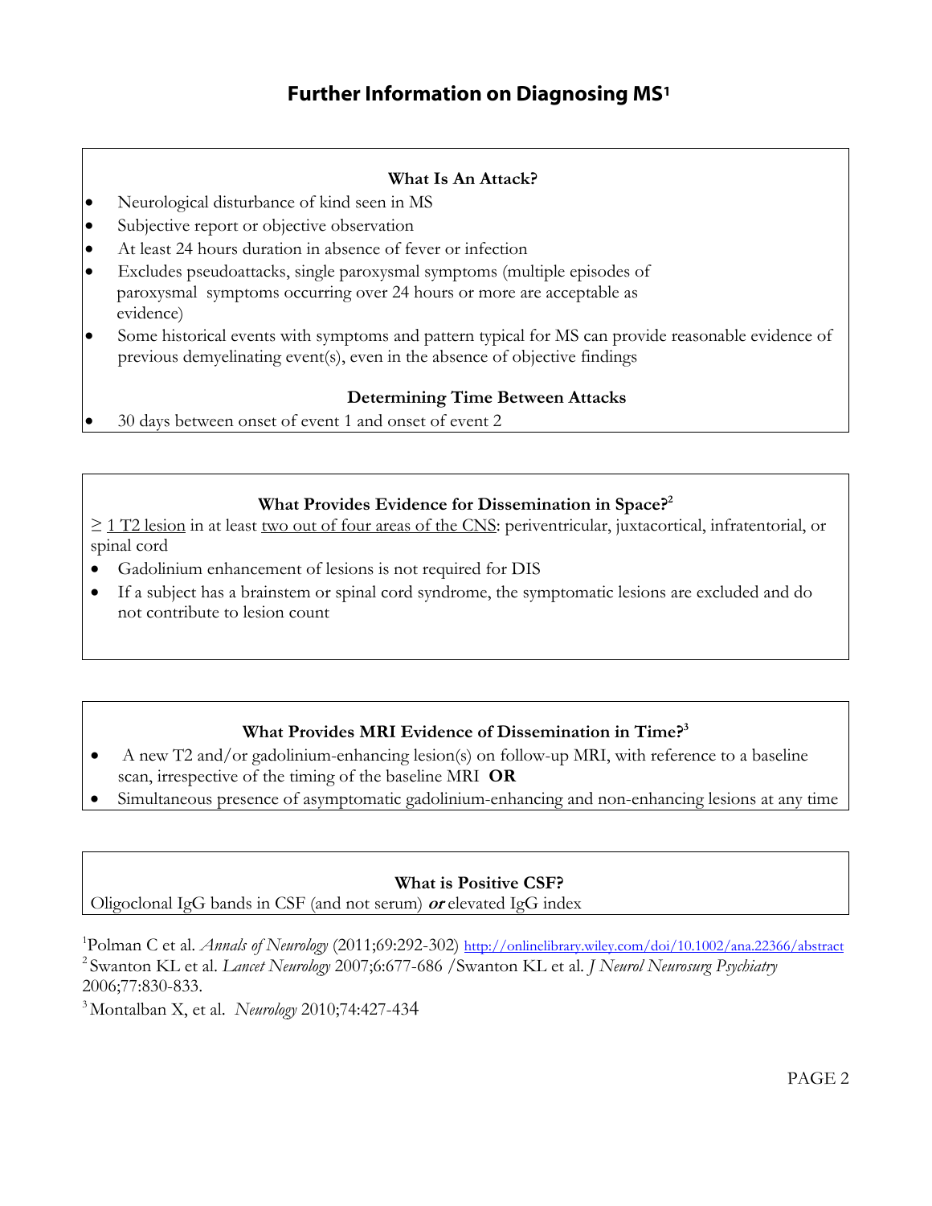## Further Information on Diagnosing MS[1]

### What Is An Attack?

- Neurological disturbance of kind seen in MS
- Subjective report or objective observation
- At least 24 hours duration in absence of fever or infection
- Excludes pseudoattacks, single paroxysmal symptoms (multiple episodes of paroxysmal symptoms occurring over 24 hours or more are acceptable as evidence)
- Some historical events with symptoms and pattern typical for MS can provide reasonable evidence of previous demyelinating event(s), even in the absence of objective findings

### Determining Time Between Attacks

- 30 days between onset of event 1 and onset of event 2

### What Provides Evidence for Dissemination in Space?[2]

≥ 1 T2 lesion in at least two out of four areas of the CNS: periventricular, juxtacortical, infratentorial, or spinal cord

- Gadolinium enhancement of lesions is not required for DIS
- If a subject has a brainstem or spinal cord syndrome, the symptomatic lesions are excluded and do not contribute to lesion count

### What Provides MRI Evidence of Dissemination in Time?[3]

- A new T2 and/or gadolinium-enhancing lesion(s) on follow-up MRI, with reference to a baseline scan, irrespective of the timing of the baseline MRI **OR**
- Simultaneous presence of asymptomatic gadolinium-enhancing and non-enhancing lesions at any time

### What is Positive CSF?

Oligoclonal IgG bands in CSF (and not serum) ***or*** elevated IgG index

[1] Polman C et al. *Annals of Neurology* (2011;69:292-302) http://onlinelibrary.wiley.com/doi/10.1002/ana.22366/abstract

[2] Swanton KL et al. *Lancet Neurology* 2007;6:677-686 /Swanton KL et al. *J Neurol Neurosurg Psychiatry* 2006;77:830-833.

[3] Montalban X, et al. *Neurology* 2010;74:427-434